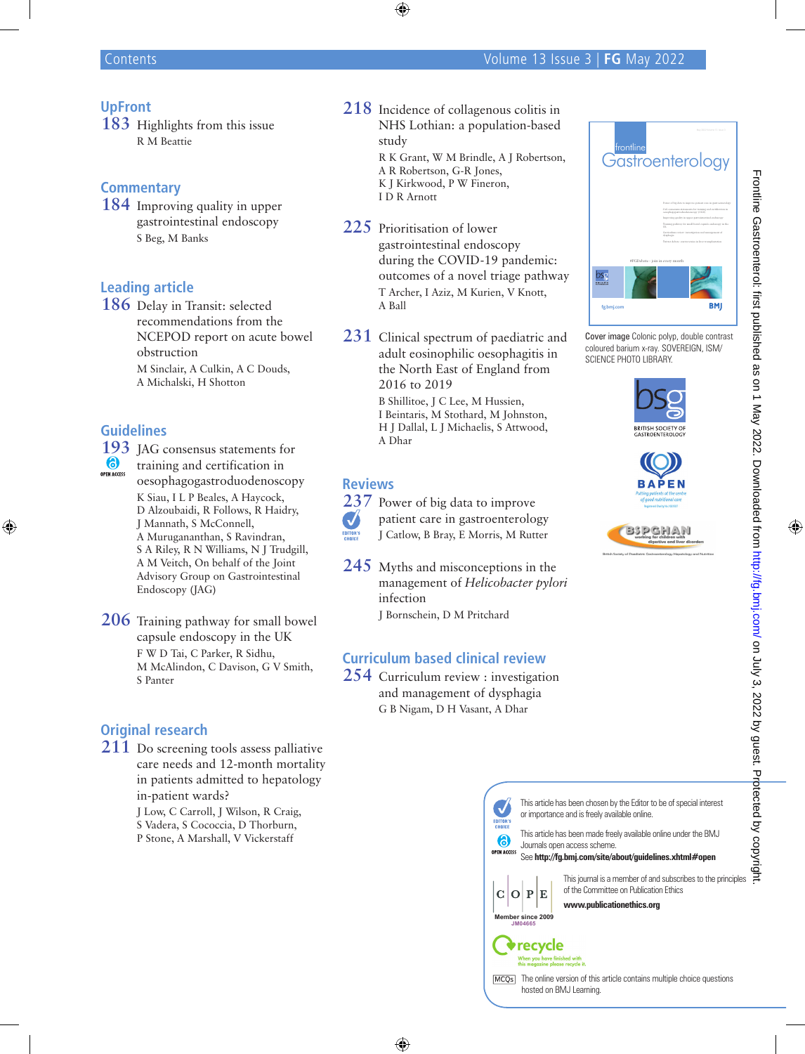# Contents

## UpFront

**183** Highlights from this issue
R M Beattie

## Commentary

**184** Improving quality in upper gastrointestinal endoscopy
S Beg, M Banks

## Leading article

**186** Delay in Transit: selected recommendations from the NCEPOD report on acute bowel obstruction
M Sinclair, A Culkin, A C Douds, A Michalski, H Shotton

## Guidelines

**193** JAG consensus statements for training and certification in oesophagogastroduodenoscopy (OPEN ACCESS)
K Siau, I L P Beales, A Haycock, D Alzoubaidi, R Follows, R Haidry, J Mannath, S McConnell, A Murugananthan, S Ravindran, S A Riley, R N Williams, N J Trudgill, A M Veitch, On behalf of the Joint Advisory Group on Gastrointestinal Endoscopy (JAG)

**206** Training pathway for small bowel capsule endoscopy in the UK
F W D Tai, C Parker, R Sidhu, M McAlindon, C Davison, G V Smith, S Panter

## Original research

**211** Do screening tools assess palliative care needs and 12-month mortality in patients admitted to hepatology in-patient wards?
J Low, C Carroll, J Wilson, R Craig, S Vadera, S Cococcia, D Thorburn, P Stone, A Marshall, V Vickerstaff

**218** Incidence of collagenous colitis in NHS Lothian: a population-based study
R K Grant, W M Brindle, A J Robertson, A R Robertson, G-R Jones, J Kirkwood, P W Fineron, I D R Arnott

**225** Prioritisation of lower gastrointestinal endoscopy during the COVID-19 pandemic: outcomes of a novel triage pathway
T Archer, I Aziz, M Kurien, V Knott, A Ball

**231** Clinical spectrum of paediatric and adult eosinophilic oesophagitis in the North East of England from 2016 to 2019
B Shillitoe, J C Lee, M Hussien, I Beintaris, M Stothard, M Johnston, H J Dallal, L J Michaelis, S Attwood, A Dhar

## Reviews

**237** Power of big data to improve patient care in gastroenterology (EDITOR'S CHOICE)
J Catlow, B Bray, E Morris, M Rutter

**245** Myths and misconceptions in the management of *Helicobacter pylori* infection
J Bornschein, D M Pritchard

## Curriculum based clinical review

**254** Curriculum review : investigation and management of dysphagia
G B Nigam, D H Vasant, A Dhar

**Cover image** Colonic polyp, double contrast coloured barium x-ray. SOVEREIGN, ISM/ SCIENCE PHOTO LIBRARY.

BRITISH SOCIETY OF GASTROENTEROLOGY

BAPEN

BSPGHAN

EDITOR'S CHOICE: This article has been chosen by the Editor to be of special interest or importance and is freely available online.

OPEN ACCESS: This article has been made freely available online under the BMJ Journals open access scheme. See **http://fg.bmj.com/site/about/guidelines.xhtml#open**

COPE — Member since 2009 JM04665: This journal is a member of and subscribes to the principles of the Committee on Publication Ethics **www.publicationethics.org**

recycle — When you have finished with this magazine please recycle it.

MCQs: The online version of this article contains multiple choice questions hosted on BMJ Learning.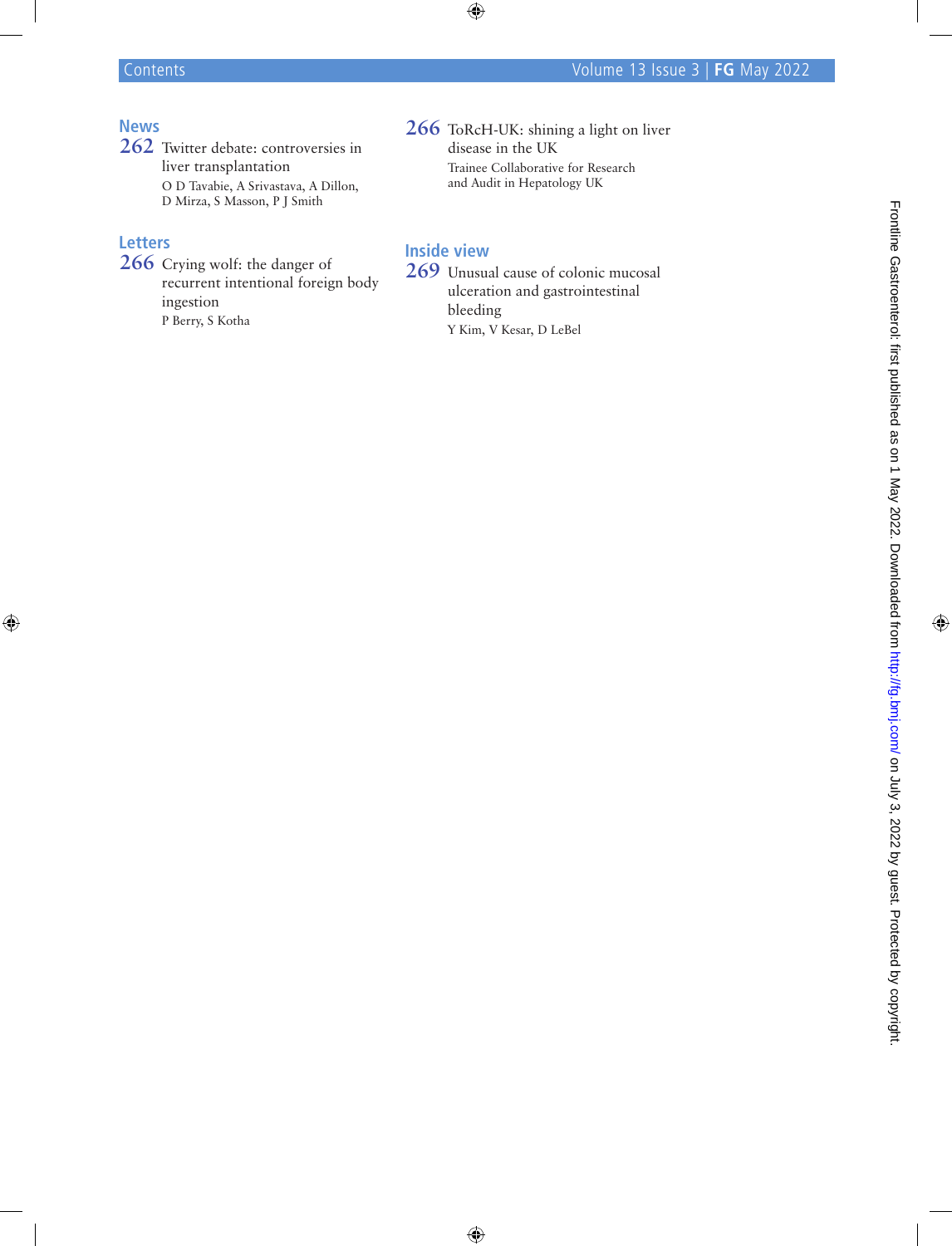## News

**262** Twitter debate: controversies in liver transplantation
O D Tavabie, A Srivastava, A Dillon, D Mirza, S Masson, P J Smith

**266** ToRcH-UK: shining a light on liver disease in the UK
Trainee Collaborative for Research and Audit in Hepatology UK

## Letters

**266** Crying wolf: the danger of recurrent intentional foreign body ingestion
P Berry, S Kotha

## Inside view

**269** Unusual cause of colonic mucosal ulceration and gastrointestinal bleeding
Y Kim, V Kesar, D LeBel